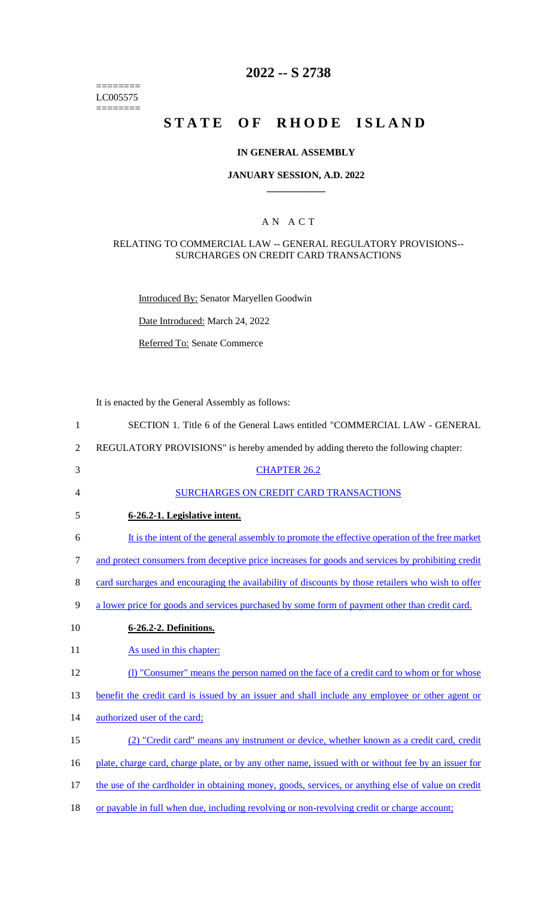========
LC005575
========

# 2022 -- S 2738

# STATE OF RHODE ISLAND

## IN GENERAL ASSEMBLY

### JANUARY SESSION, A.D. 2022

## A N A C T

### RELATING TO COMMERCIAL LAW -- GENERAL REGULATORY PROVISIONS-- SURCHARGES ON CREDIT CARD TRANSACTIONS

Introduced By: Senator Maryellen Goodwin

Date Introduced: March 24, 2022

Referred To: Senate Commerce

It is enacted by the General Assembly as follows:

1 SECTION 1. Title 6 of the General Laws entitled "COMMERCIAL LAW - GENERAL
2 REGULATORY PROVISIONS" is hereby amended by adding thereto the following chapter:
3 CHAPTER 26.2
4 SURCHARGES ON CREDIT CARD TRANSACTIONS
5 **6-26.2-1. Legislative intent.**
6 It is the intent of the general assembly to promote the effective operation of the free market
7 and protect consumers from deceptive price increases for goods and services by prohibiting credit
8 card surcharges and encouraging the availability of discounts by those retailers who wish to offer
9 a lower price for goods and services purchased by some form of payment other than credit card.
10 **6-26.2-2. Definitions.**
11 As used in this chapter:
12 (l) "Consumer" means the person named on the face of a credit card to whom or for whose
13 benefit the credit card is issued by an issuer and shall include any employee or other agent or
14 authorized user of the card;
15 (2) "Credit card" means any instrument or device, whether known as a credit card, credit
16 plate, charge card, charge plate, or by any other name, issued with or without fee by an issuer for
17 the use of the cardholder in obtaining money, goods, services, or anything else of value on credit
18 or payable in full when due, including revolving or non-revolving credit or charge account;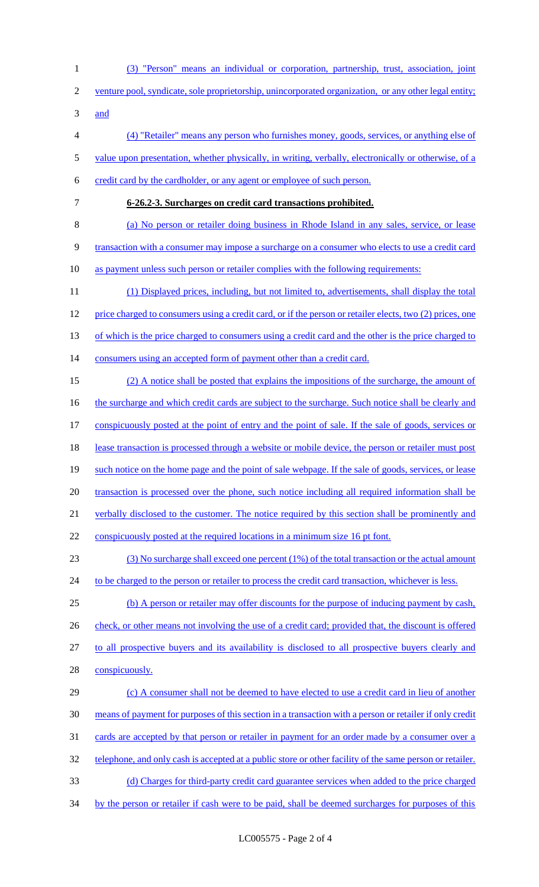(3) "Person" means an individual or corporation, partnership, trust, association, joint venture pool, syndicate, sole proprietorship, unincorporated organization, or any other legal entity; and

(4) "Retailer" means any person who furnishes money, goods, services, or anything else of value upon presentation, whether physically, in writing, verbally, electronically or otherwise, of a credit card by the cardholder, or any agent or employee of such person.

**6-26.2-3. Surcharges on credit card transactions prohibited.**

(a) No person or retailer doing business in Rhode Island in any sales, service, or lease transaction with a consumer may impose a surcharge on a consumer who elects to use a credit card as payment unless such person or retailer complies with the following requirements:

(1) Displayed prices, including, but not limited to, advertisements, shall display the total price charged to consumers using a credit card, or if the person or retailer elects, two (2) prices, one of which is the price charged to consumers using a credit card and the other is the price charged to consumers using an accepted form of payment other than a credit card.

(2) A notice shall be posted that explains the impositions of the surcharge, the amount of the surcharge and which credit cards are subject to the surcharge. Such notice shall be clearly and conspicuously posted at the point of entry and the point of sale. If the sale of goods, services or lease transaction is processed through a website or mobile device, the person or retailer must post such notice on the home page and the point of sale webpage. If the sale of goods, services, or lease transaction is processed over the phone, such notice including all required information shall be verbally disclosed to the customer. The notice required by this section shall be prominently and conspicuously posted at the required locations in a minimum size 16 pt font.

(3) No surcharge shall exceed one percent (1%) of the total transaction or the actual amount to be charged to the person or retailer to process the credit card transaction, whichever is less.

(b) A person or retailer may offer discounts for the purpose of inducing payment by cash, check, or other means not involving the use of a credit card; provided that, the discount is offered to all prospective buyers and its availability is disclosed to all prospective buyers clearly and conspicuously.

(c) A consumer shall not be deemed to have elected to use a credit card in lieu of another means of payment for purposes of this section in a transaction with a person or retailer if only credit cards are accepted by that person or retailer in payment for an order made by a consumer over a telephone, and only cash is accepted at a public store or other facility of the same person or retailer.

(d) Charges for third-party credit card guarantee services when added to the price charged by the person or retailer if cash were to be paid, shall be deemed surcharges for purposes of this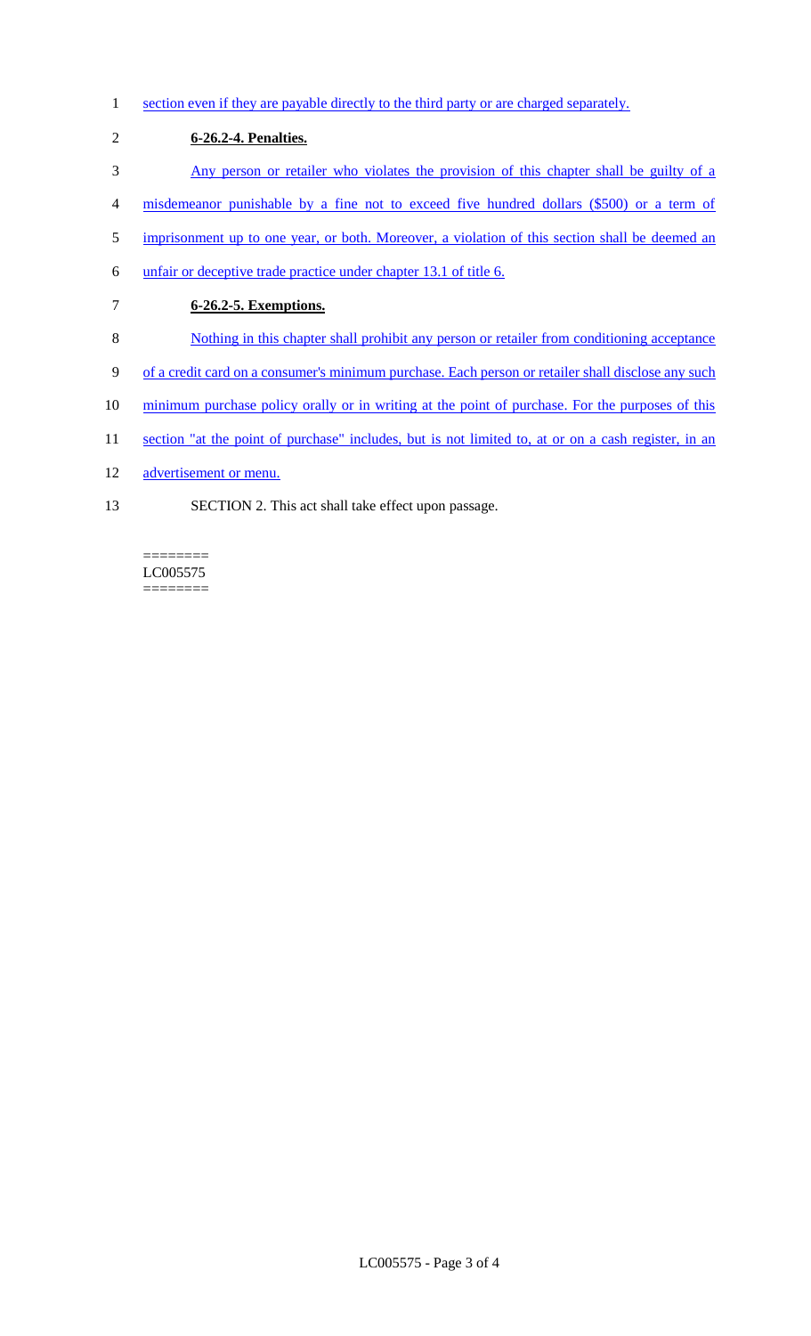section even if they are payable directly to the third party or are charged separately.

**6-26.2-4. Penalties.**

Any person or retailer who violates the provision of this chapter shall be guilty of a misdemeanor punishable by a fine not to exceed five hundred dollars ($500) or a term of imprisonment up to one year, or both. Moreover, a violation of this section shall be deemed an unfair or deceptive trade practice under chapter 13.1 of title 6.

**6-26.2-5. Exemptions.**

Nothing in this chapter shall prohibit any person or retailer from conditioning acceptance of a credit card on a consumer's minimum purchase. Each person or retailer shall disclose any such minimum purchase policy orally or in writing at the point of purchase. For the purposes of this section "at the point of purchase" includes, but is not limited to, at or on a cash register, in an advertisement or menu.

SECTION 2. This act shall take effect upon passage.

========
LC005575
========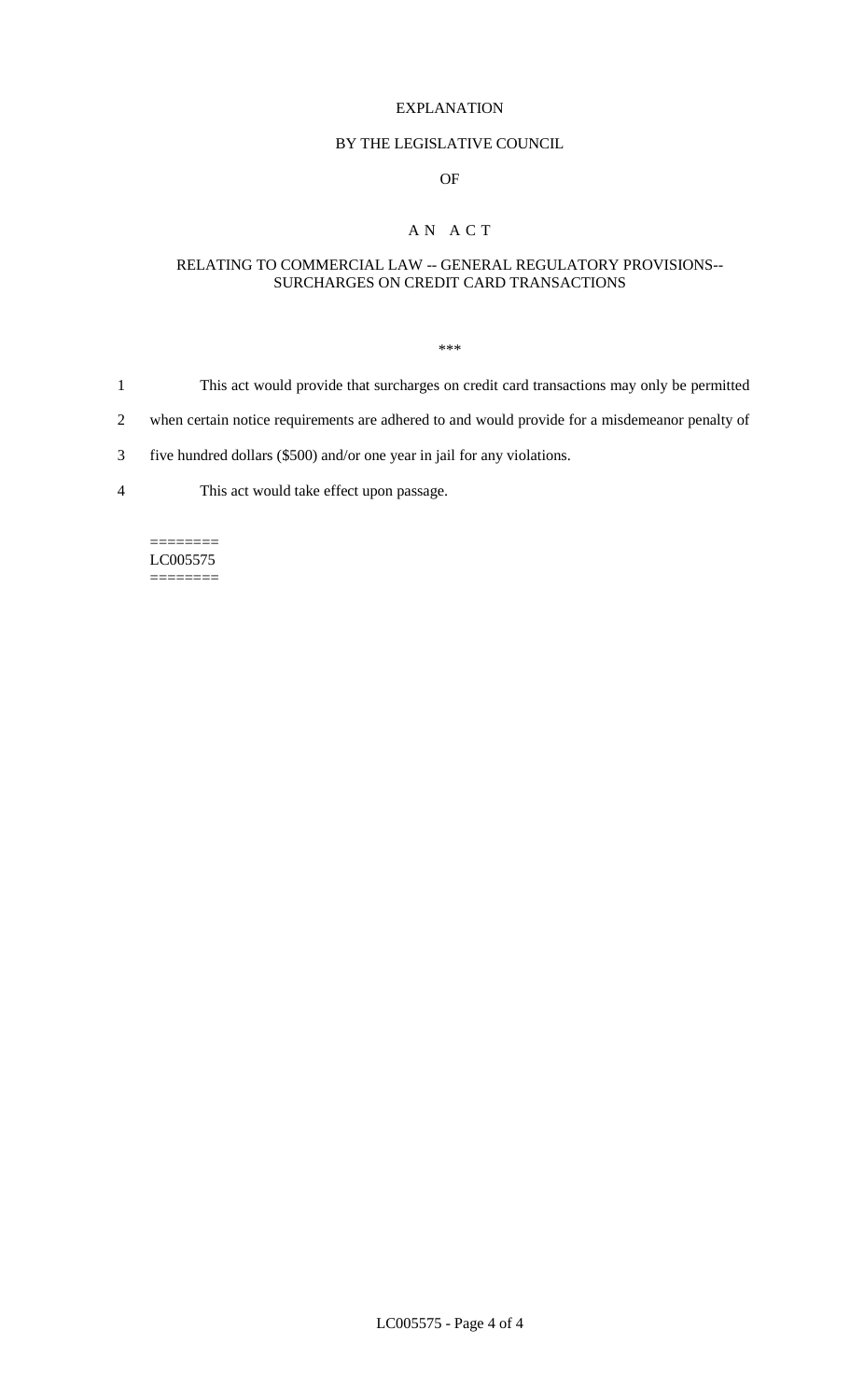EXPLANATION

BY THE LEGISLATIVE COUNCIL

OF

A N A C T

RELATING TO COMMERCIAL LAW -- GENERAL REGULATORY PROVISIONS-- SURCHARGES ON CREDIT CARD TRANSACTIONS

\*\*\*

1 This act would provide that surcharges on credit card transactions may only be permitted

2 when certain notice requirements are adhered to and would provide for a misdemeanor penalty of

3 five hundred dollars ($500) and/or one year in jail for any violations.

4 This act would take effect upon passage.

========
LC005575
========